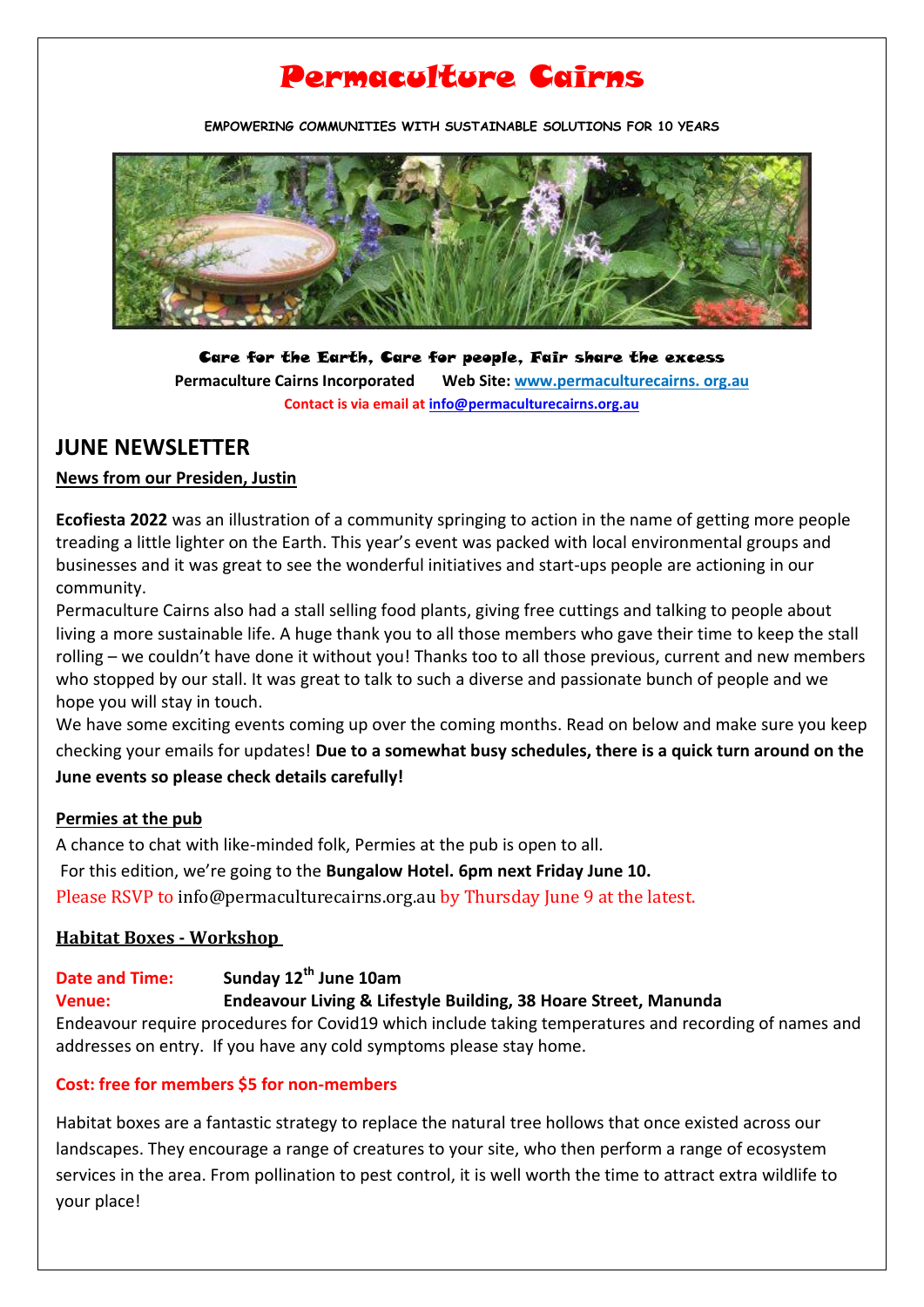# Permaculture Cairns

**EMPOWERING COMMUNITIES WITH SUSTAINABLE SOLUTIONS FOR 10 YEARS**

**Care for the Earth, Care for people, Fair share the excess**

**Permaculture Cairns Incorporated** **Web Site: www.permaculturecairns. org.au**

**Contact is via email at info@permaculturecairns.org.au**

## JUNE NEWSLETTER

**News from our Presiden, Justin**

**Ecofiesta 2022** was an illustration of a community springing to action in the name of getting more people treading a little lighter on the Earth. This year's event was packed with local environmental groups and businesses and it was great to see the wonderful initiatives and start-ups people are actioning in our community.

Permaculture Cairns also had a stall selling food plants, giving free cuttings and talking to people about living a more sustainable life. A huge thank you to all those members who gave their time to keep the stall rolling – we couldn't have done it without you! Thanks too to all those previous, current and new members who stopped by our stall. It was great to talk to such a diverse and passionate bunch of people and we hope you will stay in touch.

We have some exciting events coming up over the coming months. Read on below and make sure you keep checking your emails for updates! **Due to a somewhat busy schedules, there is a quick turn around on the June events so please check details carefully!**

**Permies at the pub**

A chance to chat with like-minded folk, Permies at the pub is open to all.

For this edition, we're going to the **Bungalow Hotel. 6pm next Friday June 10.**

Please RSVP to info@permaculturecairns.org.au by Thursday June 9 at the latest.

**Habitat Boxes - Workshop**

**Date and Time:** **Sunday 12th June 10am**

**Venue:** **Endeavour Living & Lifestyle Building, 38 Hoare Street, Manunda**

Endeavour require procedures for Covid19 which include taking temperatures and recording of names and addresses on entry. If you have any cold symptoms please stay home.

**Cost: free for members $5 for non-members**

Habitat boxes are a fantastic strategy to replace the natural tree hollows that once existed across our landscapes. They encourage a range of creatures to your site, who then perform a range of ecosystem services in the area. From pollination to pest control, it is well worth the time to attract extra wildlife to your place!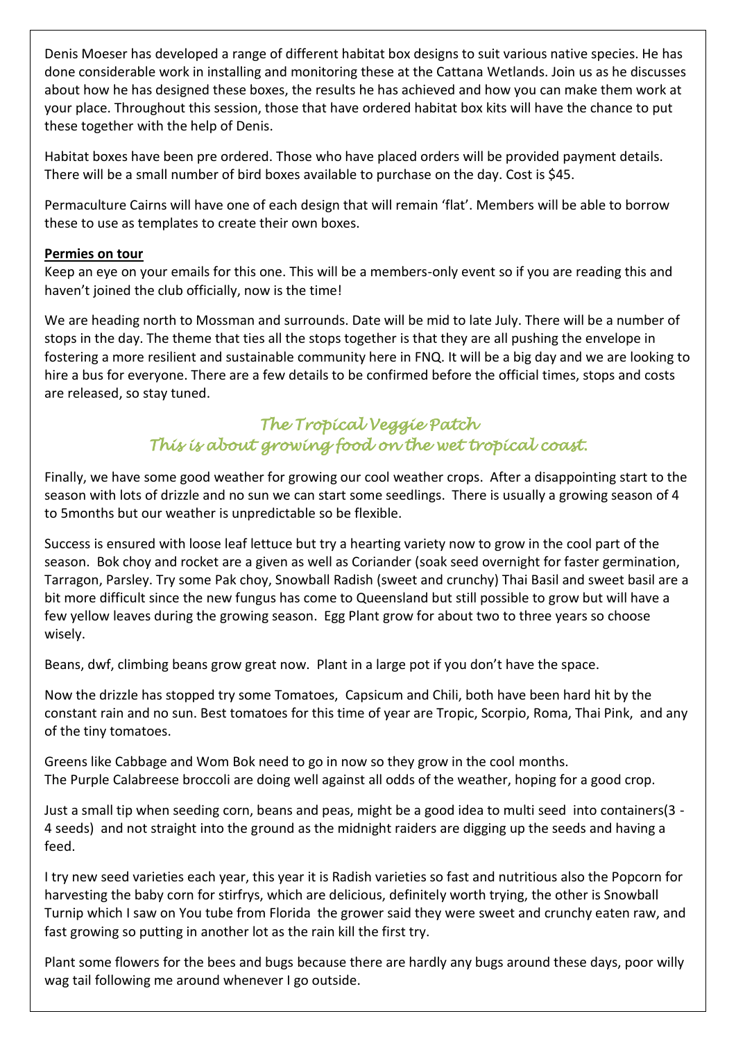Denis Moeser has developed a range of different habitat box designs to suit various native species. He has done considerable work in installing and monitoring these at the Cattana Wetlands. Join us as he discusses about how he has designed these boxes, the results he has achieved and how you can make them work at your place. Throughout this session, those that have ordered habitat box kits will have the chance to put these together with the help of Denis.

Habitat boxes have been pre ordered. Those who have placed orders will be provided payment details. There will be a small number of bird boxes available to purchase on the day. Cost is $45.

Permaculture Cairns will have one of each design that will remain 'flat'. Members will be able to borrow these to use as templates to create their own boxes.

**Permies on tour**

Keep an eye on your emails for this one. This will be a members-only event so if you are reading this and haven't joined the club officially, now is the time!

We are heading north to Mossman and surrounds. Date will be mid to late July. There will be a number of stops in the day. The theme that ties all the stops together is that they are all pushing the envelope in fostering a more resilient and sustainable community here in FNQ. It will be a big day and we are looking to hire a bus for everyone. There are a few details to be confirmed before the official times, stops and costs are released, so stay tuned.

## *The Tropical Veggie Patch*
## *This is about growing food on the wet tropical coast.*

Finally, we have some good weather for growing our cool weather crops. After a disappointing start to the season with lots of drizzle and no sun we can start some seedlings. There is usually a growing season of 4 to 5months but our weather is unpredictable so be flexible.

Success is ensured with loose leaf lettuce but try a hearting variety now to grow in the cool part of the season. Bok choy and rocket are a given as well as Coriander (soak seed overnight for faster germination, Tarragon, Parsley. Try some Pak choy, Snowball Radish (sweet and crunchy) Thai Basil and sweet basil are a bit more difficult since the new fungus has come to Queensland but still possible to grow but will have a few yellow leaves during the growing season. Egg Plant grow for about two to three years so choose wisely.

Beans, dwf, climbing beans grow great now. Plant in a large pot if you don't have the space.

Now the drizzle has stopped try some Tomatoes, Capsicum and Chili, both have been hard hit by the constant rain and no sun. Best tomatoes for this time of year are Tropic, Scorpio, Roma, Thai Pink, and any of the tiny tomatoes.

Greens like Cabbage and Wom Bok need to go in now so they grow in the cool months.
The Purple Calabreese broccoli are doing well against all odds of the weather, hoping for a good crop.

Just a small tip when seeding corn, beans and peas, might be a good idea to multi seed into containers(3 - 4 seeds) and not straight into the ground as the midnight raiders are digging up the seeds and having a feed.

I try new seed varieties each year, this year it is Radish varieties so fast and nutritious also the Popcorn for harvesting the baby corn for stirfrys, which are delicious, definitely worth trying, the other is Snowball Turnip which I saw on You tube from Florida the grower said they were sweet and crunchy eaten raw, and fast growing so putting in another lot as the rain kill the first try.

Plant some flowers for the bees and bugs because there are hardly any bugs around these days, poor willy wag tail following me around whenever I go outside.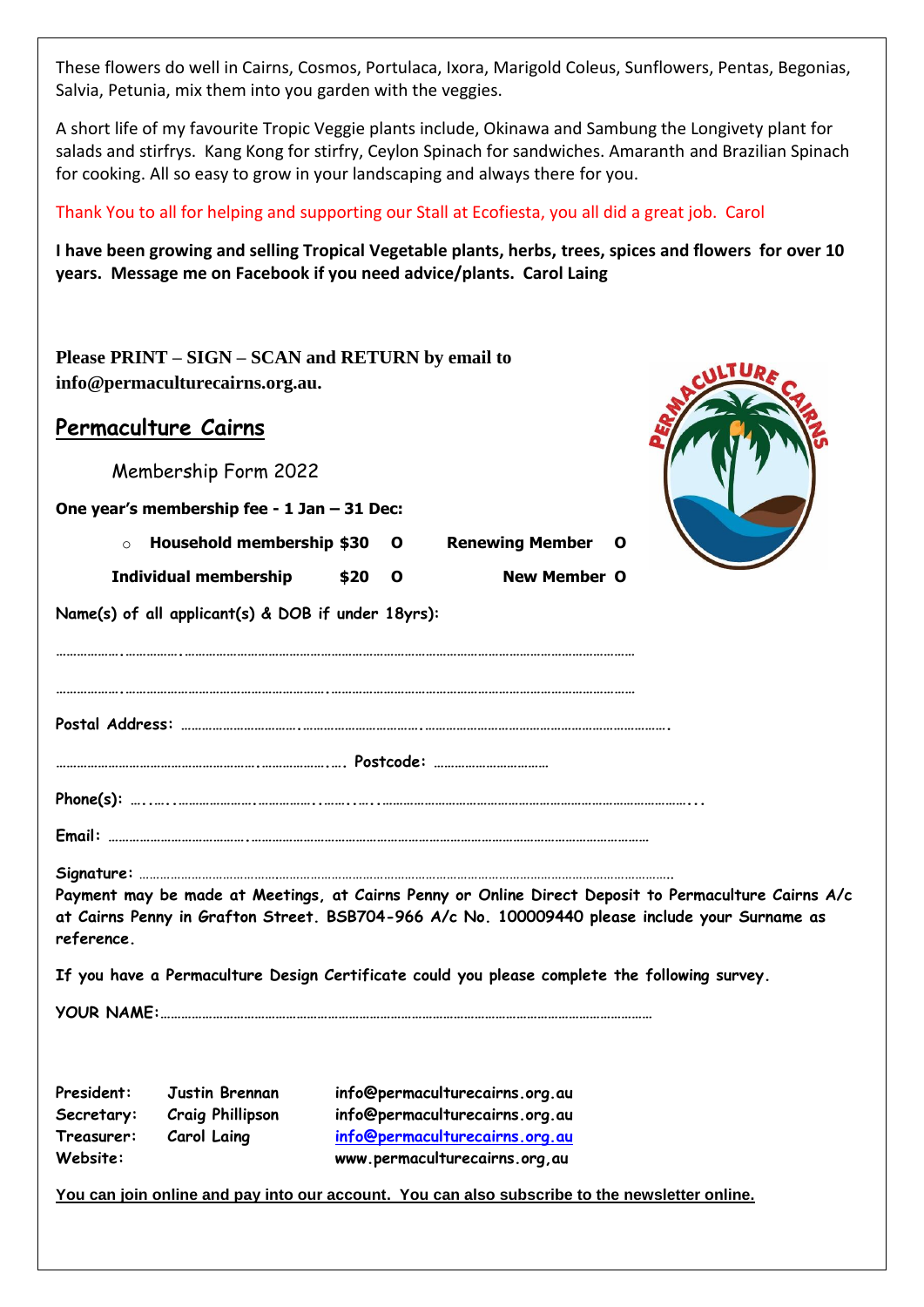These flowers do well in Cairns, Cosmos, Portulaca, Ixora, Marigold Coleus, Sunflowers, Pentas, Begonias, Salvia, Petunia, mix them into you garden with the veggies.

A short life of my favourite Tropic Veggie plants include, Okinawa and Sambung the Longivety plant for salads and stirfrys. Kang Kong for stirfry, Ceylon Spinach for sandwiches. Amaranth and Brazilian Spinach for cooking. All so easy to grow in your landscaping and always there for you.

Thank You to all for helping and supporting our Stall at Ecofiesta, you all did a great job. Carol

**I have been growing and selling Tropical Vegetable plants, herbs, trees, spices and flowers for over 10 years. Message me on Facebook if you need advice/plants. Carol Laing**

**Please PRINT – SIGN – SCAN and RETURN by email to info@permaculturecairns.org.au.**

## Permaculture Cairns

Membership Form 2022

**One year's membership fee - 1 Jan – 31 Dec:**

- **Household membership $30 O** **Renewing Member O**
- **Individual membership $20 O** **New Member O**

**Name(s) of all applicant(s) & DOB if under 18yrs):**

………………………………………………………………………………………………………………………

………………………………………………………………………………………………………………………

**Postal Address:** ………………………………………………………………………………………………….

……………………………………………………………. **Postcode:** ……………………………

**Phone(s):** ……………………………………………………………………………………………………...

**Email:** ………………………………………………………………………………………………………

**Signature:** ………………………………………………………………………………………………………

**Payment may be made at Meetings, at Cairns Penny or Online Direct Deposit to Permaculture Cairns A/c at Cairns Penny in Grafton Street. BSB704-966 A/c No. 100009440 please include your Surname as reference.**

**If you have a Permaculture Design Certificate could you please complete the following survey.**

**YOUR NAME:**………………………………………………………………………………………………

| | | |
|---|---|---|
| **President:** | **Justin Brennan** | **info@permaculturecairns.org.au** |
| **Secretary:** | **Craig Phillipson** | **info@permaculturecairns.org.au** |
| **Treasurer:** | **Carol Laing** | **info@permaculturecairns.org.au** |
| **Website:** | | **www.permaculturecairns.org,au** |

**You can join online and pay into our account. You can also subscribe to the newsletter online.**